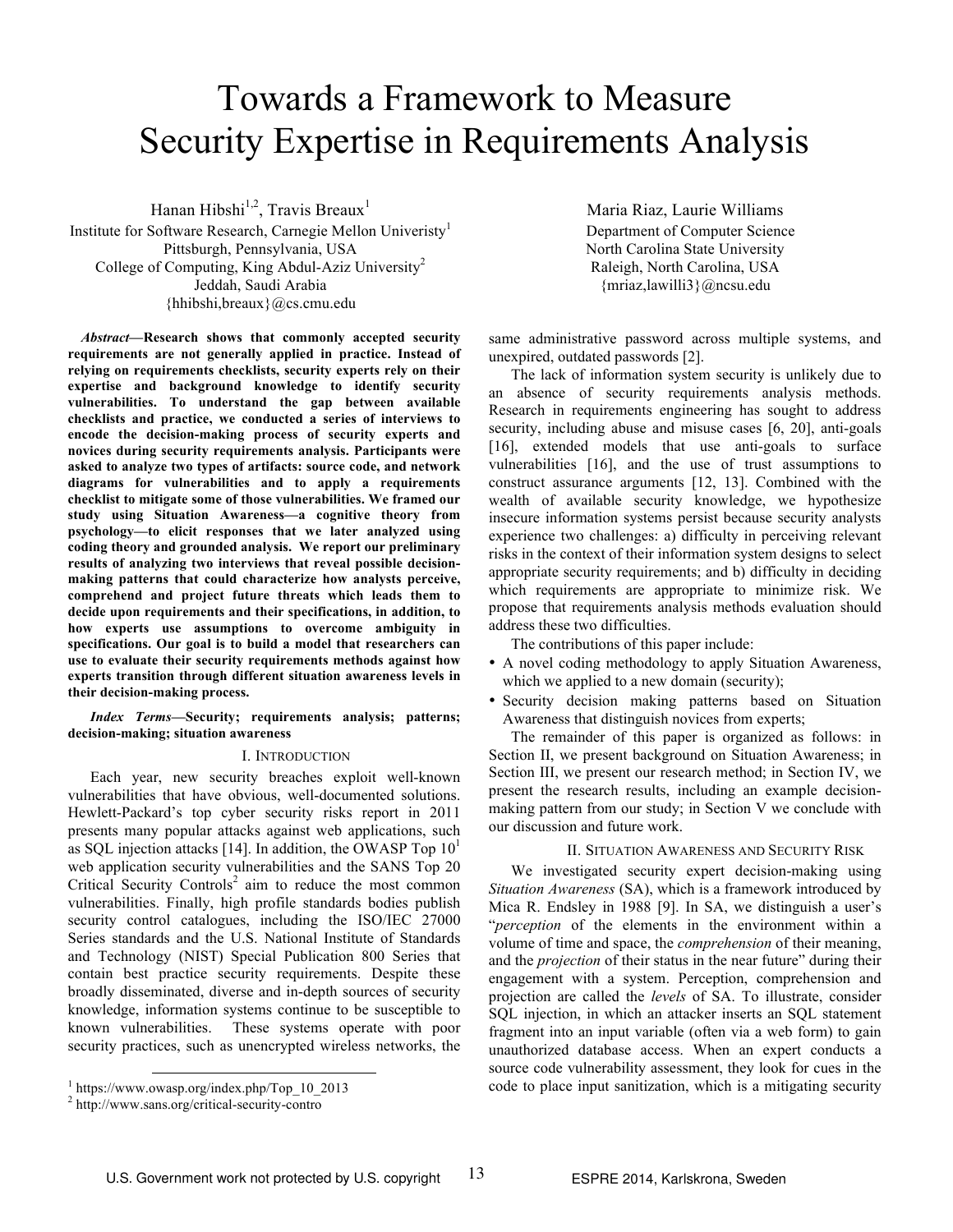// Towards a Framework to Measure Security Expertise in Requirements Analysis

Hanan Hibshi[1,2], Travis Breaux[1]
Institute for Software Research, Carnegie Mellon Univeristy[1]
Pittsburgh, Pennsylvania, USA
College of Computing, King Abdul-Aziz University[2]
Jeddah, Saudi Arabia
{hhibshi,breaux}@cs.cmu.edu

Maria Riaz, Laurie Williams
Department of Computer Science
North Carolina State University
Raleigh, North Carolina, USA
{mriaz,lawilli3}@ncsu.edu

***Abstract*—Research shows that commonly accepted security requirements are not generally applied in practice. Instead of relying on requirements checklists, security experts rely on their expertise and background knowledge to identify security vulnerabilities. To understand the gap between available checklists and practice, we conducted a series of interviews to encode the decision-making process of security experts and novices during security requirements analysis. Participants were asked to analyze two types of artifacts: source code, and network diagrams for vulnerabilities and to apply a requirements checklist to mitigate some of those vulnerabilities. We framed our study using Situation Awareness—a cognitive theory from psychology—to elicit responses that we later analyzed using coding theory and grounded analysis. We report our preliminary results of analyzing two interviews that reveal possible decision-making patterns that could characterize how analysts perceive, comprehend and project future threats which leads them to decide upon requirements and their specifications, in addition, to how experts use assumptions to overcome ambiguity in specifications. Our goal is to build a model that researchers can use to evaluate their security requirements methods against how experts transition through different situation awareness levels in their decision-making process.**

***Index Terms*—Security; requirements analysis; patterns; decision-making; situation awareness**

## I. Introduction

Each year, new security breaches exploit well-known vulnerabilities that have obvious, well-documented solutions. Hewlett-Packard's top cyber security risks report in 2011 presents many popular attacks against web applications, such as SQL injection attacks [14]. In addition, the OWASP Top 10[1] web application security vulnerabilities and the SANS Top 20 Critical Security Controls[2] aim to reduce the most common vulnerabilities. Finally, high profile standards bodies publish security control catalogues, including the ISO/IEC 27000 Series standards and the U.S. National Institute of Standards and Technology (NIST) Special Publication 800 Series that contain best practice security requirements. Despite these broadly disseminated, diverse and in-depth sources of security knowledge, information systems continue to be susceptible to known vulnerabilities. These systems operate with poor security practices, such as unencrypted wireless networks, the same administrative password across multiple systems, and unexpired, outdated passwords [2].

The lack of information system security is unlikely due to an absence of security requirements analysis methods. Research in requirements engineering has sought to address security, including abuse and misuse cases [6, 20], anti-goals [16], extended models that use anti-goals to surface vulnerabilities [16], and the use of trust assumptions to construct assurance arguments [12, 13]. Combined with the wealth of available security knowledge, we hypothesize insecure information systems persist because security analysts experience two challenges: a) difficulty in perceiving relevant risks in the context of their information system designs to select appropriate security requirements; and b) difficulty in deciding which requirements are appropriate to minimize risk. We propose that requirements analysis methods evaluation should address these two difficulties.

The contributions of this paper include:

- A novel coding methodology to apply Situation Awareness, which we applied to a new domain (security);
- Security decision making patterns based on Situation Awareness that distinguish novices from experts;

The remainder of this paper is organized as follows: in Section II, we present background on Situation Awareness; in Section III, we present our research method; in Section IV, we present the research results, including an example decision-making pattern from our study; in Section V we conclude with our discussion and future work.

## II. Situation Awareness and Security Risk

We investigated security expert decision-making using *Situation Awareness* (SA), which is a framework introduced by Mica R. Endsley in 1988 [9]. In SA, we distinguish a user's "*perception* of the elements in the environment within a volume of time and space, the *comprehension* of their meaning, and the *projection* of their status in the near future" during their engagement with a system. Perception, comprehension and projection are called the *levels* of SA. To illustrate, consider SQL injection, in which an attacker inserts an SQL statement fragment into an input variable (often via a web form) to gain unauthorized database access. When an expert conducts a source code vulnerability assessment, they look for cues in the code to place input sanitization, which is a mitigating security

[1] https://www.owasp.org/index.php/Top_10_2013
[2] http://www.sans.org/critical-security-contro

U.S. Government work not protected by U.S. copyright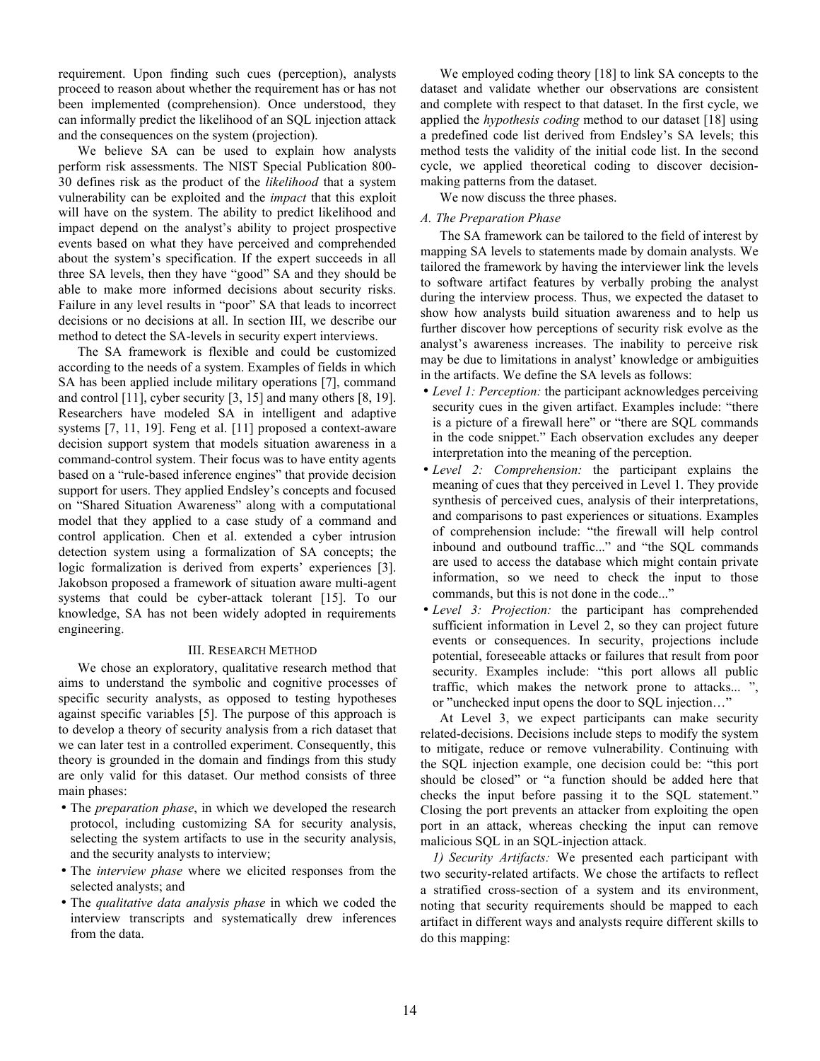requirement. Upon finding such cues (perception), analysts proceed to reason about whether the requirement has or has not been implemented (comprehension). Once understood, they can informally predict the likelihood of an SQL injection attack and the consequences on the system (projection).

We believe SA can be used to explain how analysts perform risk assessments. The NIST Special Publication 800-30 defines risk as the product of the *likelihood* that a system vulnerability can be exploited and the *impact* that this exploit will have on the system. The ability to predict likelihood and impact depend on the analyst's ability to project prospective events based on what they have perceived and comprehended about the system's specification. If the expert succeeds in all three SA levels, then they have "good" SA and they should be able to make more informed decisions about security risks. Failure in any level results in "poor" SA that leads to incorrect decisions or no decisions at all. In section III, we describe our method to detect the SA-levels in security expert interviews.

The SA framework is flexible and could be customized according to the needs of a system. Examples of fields in which SA has been applied include military operations [7], command and control [11], cyber security [3, 15] and many others [8, 19]. Researchers have modeled SA in intelligent and adaptive systems [7, 11, 19]. Feng et al. [11] proposed a context-aware decision support system that models situation awareness in a command-control system. Their focus was to have entity agents based on a "rule-based inference engines" that provide decision support for users. They applied Endsley's concepts and focused on "Shared Situation Awareness" along with a computational model that they applied to a case study of a command and control application. Chen et al. extended a cyber intrusion detection system using a formalization of SA concepts; the logic formalization is derived from experts' experiences [3]. Jakobson proposed a framework of situation aware multi-agent systems that could be cyber-attack tolerant [15]. To our knowledge, SA has not been widely adopted in requirements engineering.

## III. Research Method

We chose an exploratory, qualitative research method that aims to understand the symbolic and cognitive processes of specific security analysts, as opposed to testing hypotheses against specific variables [5]. The purpose of this approach is to develop a theory of security analysis from a rich dataset that we can later test in a controlled experiment. Consequently, this theory is grounded in the domain and findings from this study are only valid for this dataset. Our method consists of three main phases:

- The *preparation phase*, in which we developed the research protocol, including customizing SA for security analysis, selecting the system artifacts to use in the security analysis, and the security analysts to interview;
- The *interview phase* where we elicited responses from the selected analysts; and
- The *qualitative data analysis phase* in which we coded the interview transcripts and systematically drew inferences from the data.

We employed coding theory [18] to link SA concepts to the dataset and validate whether our observations are consistent and complete with respect to that dataset. In the first cycle, we applied the *hypothesis coding* method to our dataset [18] using a predefined code list derived from Endsley's SA levels; this method tests the validity of the initial code list. In the second cycle, we applied theoretical coding to discover decision-making patterns from the dataset.

We now discuss the three phases.

### A. The Preparation Phase

The SA framework can be tailored to the field of interest by mapping SA levels to statements made by domain analysts. We tailored the framework by having the interviewer link the levels to software artifact features by verbally probing the analyst during the interview process. Thus, we expected the dataset to show how analysts build situation awareness and to help us further discover how perceptions of security risk evolve as the analyst's awareness increases. The inability to perceive risk may be due to limitations in analyst' knowledge or ambiguities in the artifacts. We define the SA levels as follows:

- *Level 1: Perception:* the participant acknowledges perceiving security cues in the given artifact. Examples include: "there is a picture of a firewall here" or "there are SQL commands in the code snippet." Each observation excludes any deeper interpretation into the meaning of the perception.
- *Level 2: Comprehension:* the participant explains the meaning of cues that they perceived in Level 1. They provide synthesis of perceived cues, analysis of their interpretations, and comparisons to past experiences or situations. Examples of comprehension include: "the firewall will help control inbound and outbound traffic..." and "the SQL commands are used to access the database which might contain private information, so we need to check the input to those commands, but this is not done in the code..."
- *Level 3: Projection:* the participant has comprehended sufficient information in Level 2, so they can project future events or consequences. In security, projections include potential, foreseeable attacks or failures that result from poor security. Examples include: "this port allows all public traffic, which makes the network prone to attacks... ", or "unchecked input opens the door to SQL injection…"

At Level 3, we expect participants can make security related-decisions. Decisions include steps to modify the system to mitigate, reduce or remove vulnerability. Continuing with the SQL injection example, one decision could be: "this port should be closed" or "a function should be added here that checks the input before passing it to the SQL statement." Closing the port prevents an attacker from exploiting the open port in an attack, whereas checking the input can remove malicious SQL in an SQL-injection attack.

*1) Security Artifacts:* We presented each participant with two security-related artifacts. We chose the artifacts to reflect a stratified cross-section of a system and its environment, noting that security requirements should be mapped to each artifact in different ways and analysts require different skills to do this mapping: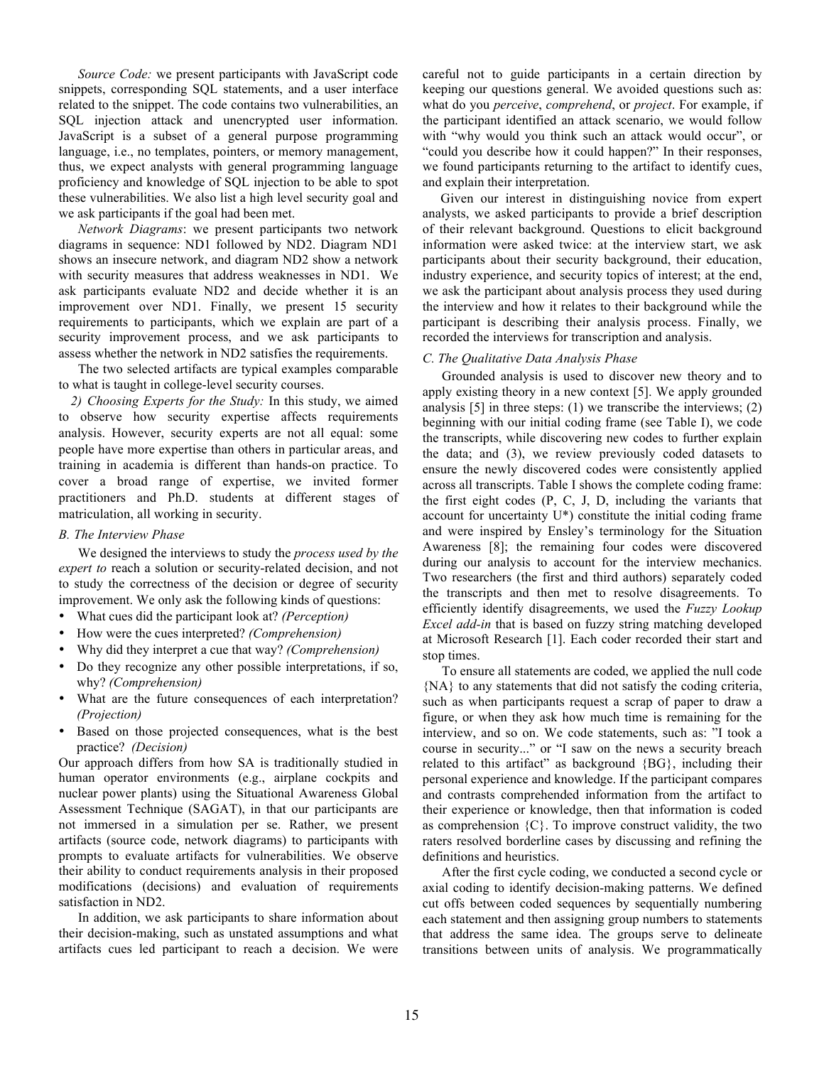*Source Code:* we present participants with JavaScript code snippets, corresponding SQL statements, and a user interface related to the snippet. The code contains two vulnerabilities, an SQL injection attack and unencrypted user information. JavaScript is a subset of a general purpose programming language, i.e., no templates, pointers, or memory management, thus, we expect analysts with general programming language proficiency and knowledge of SQL injection to be able to spot these vulnerabilities. We also list a high level security goal and we ask participants if the goal had been met.

*Network Diagrams*: we present participants two network diagrams in sequence: ND1 followed by ND2. Diagram ND1 shows an insecure network, and diagram ND2 show a network with security measures that address weaknesses in ND1. We ask participants evaluate ND2 and decide whether it is an improvement over ND1. Finally, we present 15 security requirements to participants, which we explain are part of a security improvement process, and we ask participants to assess whether the network in ND2 satisfies the requirements.

The two selected artifacts are typical examples comparable to what is taught in college-level security courses.

*2) Choosing Experts for the Study:* In this study, we aimed to observe how security expertise affects requirements analysis. However, security experts are not all equal: some people have more expertise than others in particular areas, and training in academia is different than hands-on practice. To cover a broad range of expertise, we invited former practitioners and Ph.D. students at different stages of matriculation, all working in security.

### *B. The Interview Phase*

We designed the interviews to study the *process used by the expert to* reach a solution or security-related decision, and not to study the correctness of the decision or degree of security improvement. We only ask the following kinds of questions:

- What cues did the participant look at? *(Perception)*
- How were the cues interpreted? *(Comprehension)*
- Why did they interpret a cue that way? *(Comprehension)*
- Do they recognize any other possible interpretations, if so, why? *(Comprehension)*
- What are the future consequences of each interpretation? *(Projection)*
- Based on those projected consequences, what is the best practice? *(Decision)*

Our approach differs from how SA is traditionally studied in human operator environments (e.g., airplane cockpits and nuclear power plants) using the Situational Awareness Global Assessment Technique (SAGAT), in that our participants are not immersed in a simulation per se. Rather, we present artifacts (source code, network diagrams) to participants with prompts to evaluate artifacts for vulnerabilities. We observe their ability to conduct requirements analysis in their proposed modifications (decisions) and evaluation of requirements satisfaction in ND2.

In addition, we ask participants to share information about their decision-making, such as unstated assumptions and what artifacts cues led participant to reach a decision. We were careful not to guide participants in a certain direction by keeping our questions general. We avoided questions such as: what do you *perceive*, *comprehend*, or *project*. For example, if the participant identified an attack scenario, we would follow with "why would you think such an attack would occur", or "could you describe how it could happen?" In their responses, we found participants returning to the artifact to identify cues, and explain their interpretation.

Given our interest in distinguishing novice from expert analysts, we asked participants to provide a brief description of their relevant background. Questions to elicit background information were asked twice: at the interview start, we ask participants about their security background, their education, industry experience, and security topics of interest; at the end, we ask the participant about analysis process they used during the interview and how it relates to their background while the participant is describing their analysis process. Finally, we recorded the interviews for transcription and analysis.

### *C. The Qualitative Data Analysis Phase*

Grounded analysis is used to discover new theory and to apply existing theory in a new context [5]. We apply grounded analysis [5] in three steps: (1) we transcribe the interviews; (2) beginning with our initial coding frame (see Table I), we code the transcripts, while discovering new codes to further explain the data; and (3), we review previously coded datasets to ensure the newly discovered codes were consistently applied across all transcripts. Table I shows the complete coding frame: the first eight codes (P, C, J, D, including the variants that account for uncertainty U*) constitute the initial coding frame and were inspired by Ensley's terminology for the Situation Awareness [8]; the remaining four codes were discovered during our analysis to account for the interview mechanics. Two researchers (the first and third authors) separately coded the transcripts and then met to resolve disagreements. To efficiently identify disagreements, we used the *Fuzzy Lookup Excel add-in* that is based on fuzzy string matching developed at Microsoft Research [1]. Each coder recorded their start and stop times.

To ensure all statements are coded, we applied the null code {NA} to any statements that did not satisfy the coding criteria, such as when participants request a scrap of paper to draw a figure, or when they ask how much time is remaining for the interview, and so on. We code statements, such as: "I took a course in security..." or "I saw on the news a security breach related to this artifact" as background {BG}, including their personal experience and knowledge. If the participant compares and contrasts comprehended information from the artifact to their experience or knowledge, then that information is coded as comprehension {C}. To improve construct validity, the two raters resolved borderline cases by discussing and refining the definitions and heuristics.

After the first cycle coding, we conducted a second cycle or axial coding to identify decision-making patterns. We defined cut offs between coded sequences by sequentially numbering each statement and then assigning group numbers to statements that address the same idea. The groups serve to delineate transitions between units of analysis. We programmatically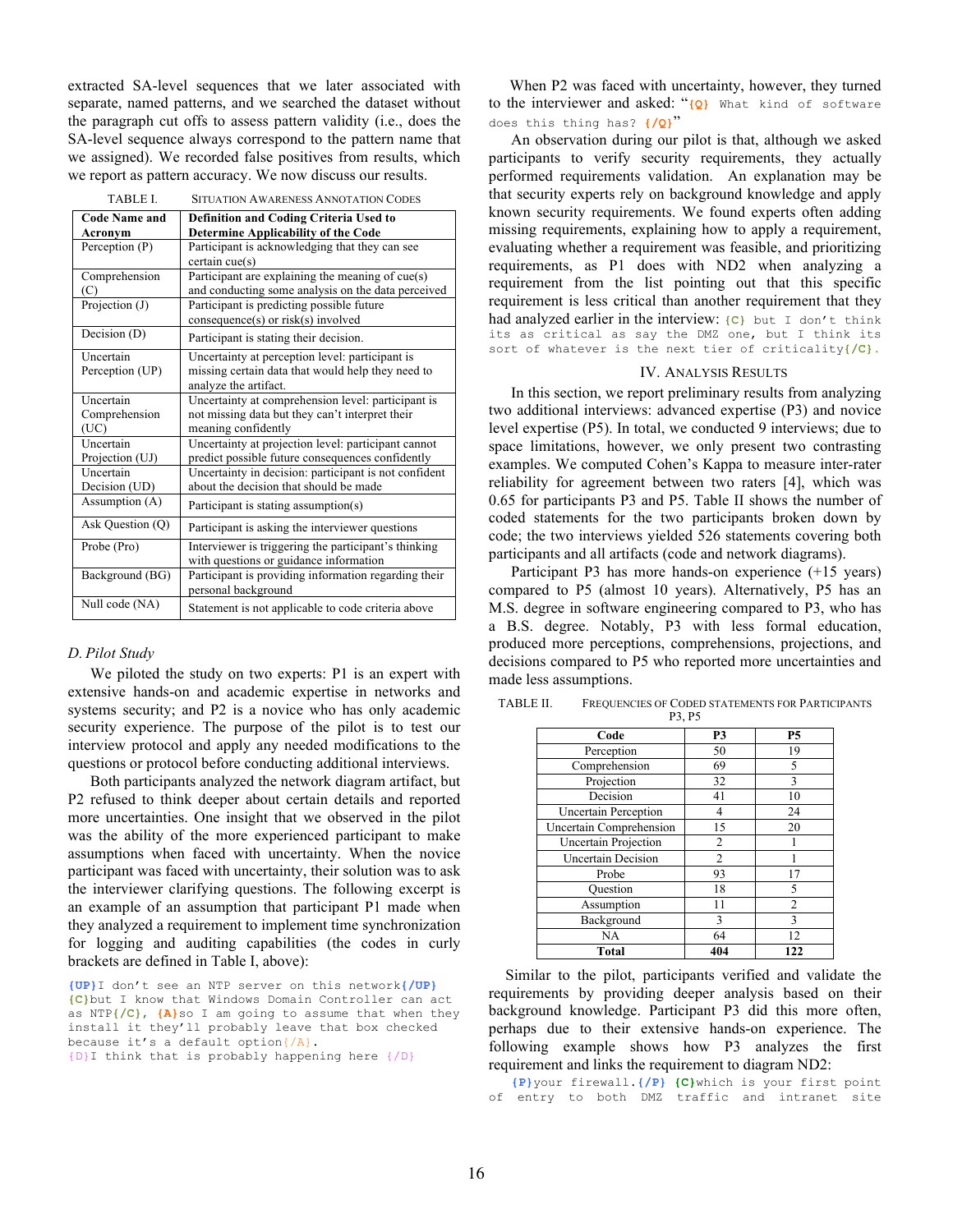extracted SA-level sequences that we later associated with separate, named patterns, and we searched the dataset without the paragraph cut offs to assess pattern validity (i.e., does the SA-level sequence always correspond to the pattern name that we assigned). We recorded false positives from results, which we report as pattern accuracy. We now discuss our results.

TABLE I. SITUATION AWARENESS ANNOTATION CODES

| Code Name and Acronym | Definition and Coding Criteria Used to Determine Applicability of the Code |
|---|---|
| Perception (P) | Participant is acknowledging that they can see certain cue(s) |
| Comprehension (C) | Participant are explaining the meaning of cue(s) and conducting some analysis on the data perceived |
| Projection (J) | Participant is predicting possible future consequence(s) or risk(s) involved |
| Decision (D) | Participant is stating their decision. |
| Uncertain Perception (UP) | Uncertainty at perception level: participant is missing certain data that would help they need to analyze the artifact. |
| Uncertain Comprehension (UC) | Uncertainty at comprehension level: participant is not missing data but they can't interpret their meaning confidently |
| Uncertain Projection (UJ) | Uncertainty at projection level: participant cannot predict possible future consequences confidently |
| Uncertain Decision (UD) | Uncertainty in decision: participant is not confident about the decision that should be made |
| Assumption (A) | Participant is stating assumption(s) |
| Ask Question (Q) | Participant is asking the interviewer questions |
| Probe (Pro) | Interviewer is triggering the participant's thinking with questions or guidance information |
| Background (BG) | Participant is providing information regarding their personal background |
| Null code (NA) | Statement is not applicable to code criteria above |

### D. Pilot Study

We piloted the study on two experts: P1 is an expert with extensive hands-on and academic expertise in networks and systems security; and P2 is a novice who has only academic security experience. The purpose of the pilot is to test our interview protocol and apply any needed modifications to the questions or protocol before conducting additional interviews.

Both participants analyzed the network diagram artifact, but P2 refused to think deeper about certain details and reported more uncertainties. One insight that we observed in the pilot was the ability of the more experienced participant to make assumptions when faced with uncertainty. When the novice participant was faced with uncertainty, their solution was to ask the interviewer clarifying questions. The following excerpt is an example of an assumption that participant P1 made when they analyzed a requirement to implement time synchronization for logging and auditing capabilities (the codes in curly brackets are defined in Table I, above):

```
{UP}I don't see an NTP server on this network{/UP}
{C}but I know that Windows Domain Controller can act
as NTP{/C}, {A}so I am going to assume that when they
install it they'll probably leave that box checked
because it's a default option{/A}.
{D}I think that is probably happening here {/D}
```

When P2 was faced with uncertainty, however, they turned to the interviewer and asked: "`{Q} What kind of software does this thing has? {/Q}`"

An observation during our pilot is that, although we asked participants to verify security requirements, they actually performed requirements validation. An explanation may be that security experts rely on background knowledge and apply known security requirements. We found experts often adding missing requirements, explaining how to apply a requirement, evaluating whether a requirement was feasible, and prioritizing requirements, as P1 does with ND2 when analyzing a requirement from the list pointing out that this specific requirement is less critical than another requirement that they had analyzed earlier in the interview: `{C} but I don't think its as critical as say the DMZ one, but I think its sort of whatever is the next tier of criticality{/C}`.

## IV. Analysis Results

In this section, we report preliminary results from analyzing two additional interviews: advanced expertise (P3) and novice level expertise (P5). In total, we conducted 9 interviews; due to space limitations, however, we only present two contrasting examples. We computed Cohen's Kappa to measure inter-rater reliability for agreement between two raters [4], which was 0.65 for participants P3 and P5. Table II shows the number of coded statements for the two participants broken down by code; the two interviews yielded 526 statements covering both participants and all artifacts (code and network diagrams).

Participant P3 has more hands-on experience (+15 years) compared to P5 (almost 10 years). Alternatively, P5 has an M.S. degree in software engineering compared to P3, who has a B.S. degree. Notably, P3 with less formal education, produced more perceptions, comprehensions, projections, and decisions compared to P5 who reported more uncertainties and made less assumptions.

TABLE II. FREQUENCIES OF CODED STATEMENTS FOR PARTICIPANTS P3, P5

| Code | P3 | P5 |
|---|---|---|
| Perception | 50 | 19 |
| Comprehension | 69 | 5 |
| Projection | 32 | 3 |
| Decision | 41 | 10 |
| Uncertain Perception | 4 | 24 |
| Uncertain Comprehension | 15 | 20 |
| Uncertain Projection | 2 | 1 |
| Uncertain Decision | 2 | 1 |
| Probe | 93 | 17 |
| Question | 18 | 5 |
| Assumption | 11 | 2 |
| Background | 3 | 3 |
| NA | 64 | 12 |
| **Total** | **404** | **122** |

Similar to the pilot, participants verified and validate the requirements by providing deeper analysis based on their background knowledge. Participant P3 did this more often, perhaps due to their extensive hands-on experience. The following example shows how P3 analyzes the first requirement and links the requirement to diagram ND2:

```
{P}your firewall.{/P} {C}which is your first point
of entry to both DMZ traffic and intranet site
```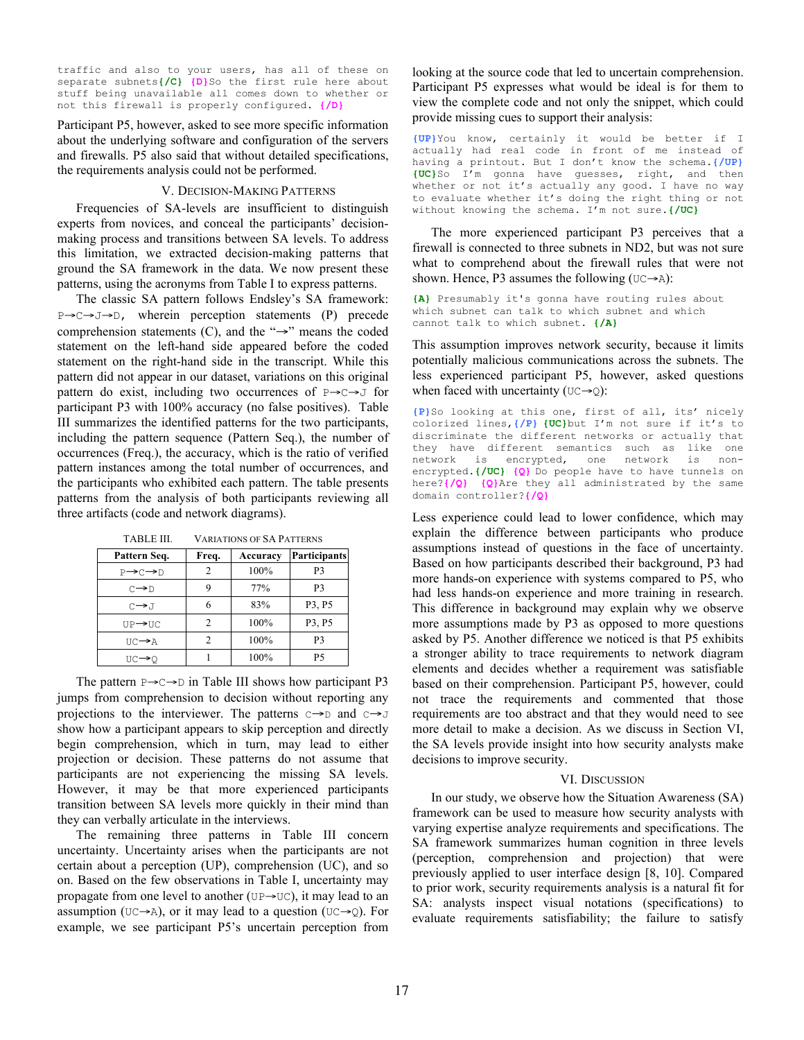```
traffic and also to your users, has all of these on separate subnets{/C} {D}So the first rule here about stuff being unavailable all comes down to whether or not this firewall is properly configured. {/D}
```

Participant P5, however, asked to see more specific information about the underlying software and configuration of the servers and firewalls. P5 also said that without detailed specifications, the requirements analysis could not be performed.

## V. Decision-Making Patterns

Frequencies of SA-levels are insufficient to distinguish experts from novices, and conceal the participants' decision-making process and transitions between SA levels. To address this limitation, we extracted decision-making patterns that ground the SA framework in the data. We now present these patterns, using the acronyms from Table I to express patterns.

The classic SA pattern follows Endsley's SA framework: `P→C→J→D`, wherein perception statements (P) precede comprehension statements (C), and the "→" means the coded statement on the left-hand side appeared before the coded statement on the right-hand side in the transcript. While this pattern did not appear in our dataset, variations on this original pattern do exist, including two occurrences of `P→C→J` for participant P3 with 100% accuracy (no false positives). Table III summarizes the identified patterns for the two participants, including the pattern sequence (Pattern Seq.), the number of occurrences (Freq.), the accuracy, which is the ratio of verified pattern instances among the total number of occurrences, and the participants who exhibited each pattern. The table presents patterns from the analysis of both participants reviewing all three artifacts (code and network diagrams).

TABLE III. Variations of SA Patterns

| Pattern Seq. | Freq. | Accuracy | Participants |
|---|---|---|---|
| P→C→D | 2 | 100% | P3 |
| C→D | 9 | 77% | P3 |
| C→J | 6 | 83% | P3, P5 |
| UP→UC | 2 | 100% | P3, P5 |
| UC→A | 2 | 100% | P3 |
| UC→Q | 1 | 100% | P5 |

The pattern `P→C→D` in Table III shows how participant P3 jumps from comprehension to decision without reporting any projections to the interviewer. The patterns `C→D` and `C→J` show how a participant appears to skip perception and directly begin comprehension, which in turn, may lead to either projection or decision. These patterns do not assume that participants are not experiencing the missing SA levels. However, it may be that more experienced participants transition between SA levels more quickly in their mind than they can verbally articulate in the interviews.

The remaining three patterns in Table III concern uncertainty. Uncertainty arises when the participants are not certain about a perception (UP), comprehension (UC), and so on. Based on the few observations in Table I, uncertainty may propagate from one level to another (`UP→UC`), it may lead to an assumption (`UC→A`), or it may lead to a question (`UC→Q`). For example, we see participant P5's uncertain perception from looking at the source code that led to uncertain comprehension. Participant P5 expresses what would be ideal is for them to view the complete code and not only the snippet, which could provide missing cues to support their analysis:

```
{UP}You know, certainly it would be better if I actually had real code in front of me instead of having a printout. But I don't know the schema.{/UP} {UC}So I'm gonna have guesses, right, and then whether or not it's actually any good. I have no way to evaluate whether it's doing the right thing or not without knowing the schema. I'm not sure.{/UC}
```

The more experienced participant P3 perceives that a firewall is connected to three subnets in ND2, but was not sure what to comprehend about the firewall rules that were not shown. Hence, P3 assumes the following (`UC→A`):

```
{A} Presumably it's gonna have routing rules about which subnet can talk to which subnet and which cannot talk to which subnet. {/A}
```

This assumption improves network security, because it limits potentially malicious communications across the subnets. The less experienced participant P5, however, asked questions when faced with uncertainty (`UC→Q`):

```
{P}So looking at this one, first of all, its' nicely colorized lines,{/P} {UC}but I'm not sure if it's to discriminate the different networks or actually that they have different semantics such as like one network is encrypted, one network is non-encrypted.{/UC} {Q} Do people have to have tunnels on here?{/Q} {Q}Are they all administrated by the same domain controller?{/Q}
```

Less experience could lead to lower confidence, which may explain the difference between participants who produce assumptions instead of questions in the face of uncertainty. Based on how participants described their background, P3 had more hands-on experience with systems compared to P5, who had less hands-on experience and more training in research. This difference in background may explain why we observe more assumptions made by P3 as opposed to more questions asked by P5. Another difference we noticed is that P5 exhibits a stronger ability to trace requirements to network diagram elements and decides whether a requirement was satisfiable based on their comprehension. Participant P5, however, could not trace the requirements and commented that those requirements are too abstract and that they would need to see more detail to make a decision. As we discuss in Section VI, the SA levels provide insight into how security analysts make decisions to improve security.

## VI. Discussion

In our study, we observe how the Situation Awareness (SA) framework can be used to measure how security analysts with varying expertise analyze requirements and specifications. The SA framework summarizes human cognition in three levels (perception, comprehension and projection) that were previously applied to user interface design [8, 10]. Compared to prior work, security requirements analysis is a natural fit for SA: analysts inspect visual notations (specifications) to evaluate requirements satisfiability; the failure to satisfy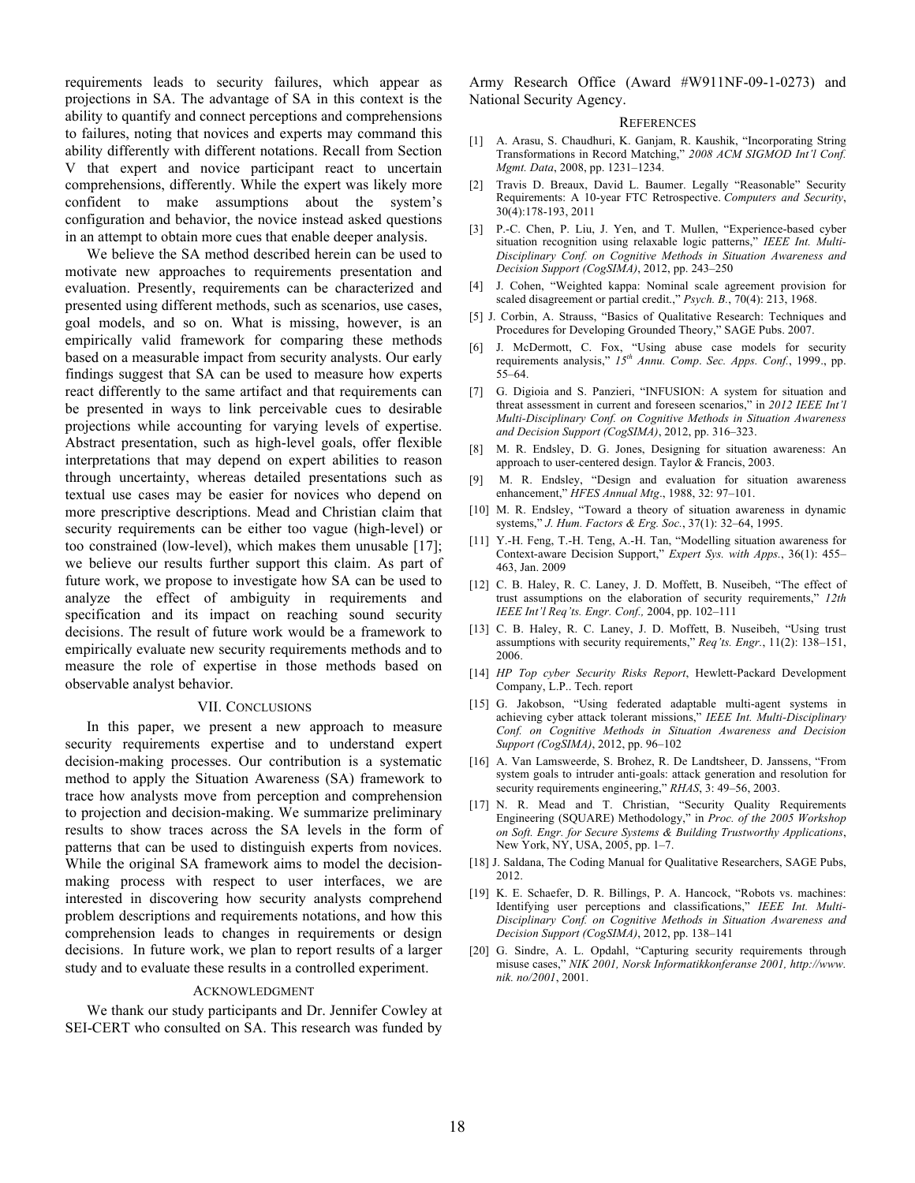requirements leads to security failures, which appear as projections in SA. The advantage of SA in this context is the ability to quantify and connect perceptions and comprehensions to failures, noting that novices and experts may command this ability differently with different notations. Recall from Section V that expert and novice participant react to uncertain comprehensions, differently. While the expert was likely more confident to make assumptions about the system's configuration and behavior, the novice instead asked questions in an attempt to obtain more cues that enable deeper analysis.

We believe the SA method described herein can be used to motivate new approaches to requirements presentation and evaluation. Presently, requirements can be characterized and presented using different methods, such as scenarios, use cases, goal models, and so on. What is missing, however, is an empirically valid framework for comparing these methods based on a measurable impact from security analysts. Our early findings suggest that SA can be used to measure how experts react differently to the same artifact and that requirements can be presented in ways to link perceivable cues to desirable projections while accounting for varying levels of expertise. Abstract presentation, such as high-level goals, offer flexible interpretations that may depend on expert abilities to reason through uncertainty, whereas detailed presentations such as textual use cases may be easier for novices who depend on more prescriptive descriptions. Mead and Christian claim that security requirements can be either too vague (high-level) or too constrained (low-level), which makes them unusable [17]; we believe our results further support this claim. As part of future work, we propose to investigate how SA can be used to analyze the effect of ambiguity in requirements and specification and its impact on reaching sound security decisions. The result of future work would be a framework to empirically evaluate new security requirements methods and to measure the role of expertise in those methods based on observable analyst behavior.

## VII. Conclusions

In this paper, we present a new approach to measure security requirements expertise and to understand expert decision-making processes. Our contribution is a systematic method to apply the Situation Awareness (SA) framework to trace how analysts move from perception and comprehension to projection and decision-making. We summarize preliminary results to show traces across the SA levels in the form of patterns that can be used to distinguish experts from novices. While the original SA framework aims to model the decision-making process with respect to user interfaces, we are interested in discovering how security analysts comprehend problem descriptions and requirements notations, and how this comprehension leads to changes in requirements or design decisions. In future work, we plan to report results of a larger study and to evaluate these results in a controlled experiment.

## Acknowledgment

We thank our study participants and Dr. Jennifer Cowley at SEI-CERT who consulted on SA. This research was funded by Army Research Office (Award #W911NF-09-1-0273) and National Security Agency.

## References

[1] A. Arasu, S. Chaudhuri, K. Ganjam, R. Kaushik, "Incorporating String Transformations in Record Matching," *2008 ACM SIGMOD Int'l Conf. Mgmt. Data*, 2008, pp. 1231–1234.

[2] Travis D. Breaux, David L. Baumer. Legally "Reasonable" Security Requirements: A 10-year FTC Retrospective. *Computers and Security*, 30(4):178-193, 2011

[3] P.-C. Chen, P. Liu, J. Yen, and T. Mullen, "Experience-based cyber situation recognition using relaxable logic patterns," *IEEE Int. Multi-Disciplinary Conf. on Cognitive Methods in Situation Awareness and Decision Support (CogSIMA)*, 2012, pp. 243–250

[4] J. Cohen, "Weighted kappa: Nominal scale agreement provision for scaled disagreement or partial credit.," *Psych. B.*, 70(4): 213, 1968.

[5] J. Corbin, A. Strauss, "Basics of Qualitative Research: Techniques and Procedures for Developing Grounded Theory," SAGE Pubs. 2007.

[6] J. McDermott, C. Fox, "Using abuse case models for security requirements analysis," *15th Annu. Comp. Sec. Apps. Conf.*, 1999., pp. 55–64.

[7] G. Digioia and S. Panzieri, "INFUSION: A system for situation and threat assessment in current and foreseen scenarios," in *2012 IEEE Int'l Multi-Disciplinary Conf. on Cognitive Methods in Situation Awareness and Decision Support (CogSIMA)*, 2012, pp. 316–323.

[8] M. R. Endsley, D. G. Jones, Designing for situation awareness: An approach to user-centered design. Taylor & Francis, 2003.

[9] M. R. Endsley, "Design and evaluation for situation awareness enhancement," *HFES Annual Mtg*., 1988, 32: 97–101.

[10] M. R. Endsley, "Toward a theory of situation awareness in dynamic systems," *J. Hum. Factors & Erg. Soc.*, 37(1): 32–64, 1995.

[11] Y.-H. Feng, T.-H. Teng, A.-H. Tan, "Modelling situation awareness for Context-aware Decision Support," *Expert Sys. with Apps.*, 36(1): 455–463, Jan. 2009

[12] C. B. Haley, R. C. Laney, J. D. Moffett, B. Nuseibeh, "The effect of trust assumptions on the elaboration of security requirements," *12th IEEE Int'l Req'ts. Engr. Conf.,* 2004, pp. 102–111

[13] C. B. Haley, R. C. Laney, J. D. Moffett, B. Nuseibeh, "Using trust assumptions with security requirements," *Req'ts. Engr.*, 11(2): 138–151, 2006.

[14] *HP Top cyber Security Risks Report*, Hewlett-Packard Development Company, L.P.. Tech. report

[15] G. Jakobson, "Using federated adaptable multi-agent systems in achieving cyber attack tolerant missions," *IEEE Int. Multi-Disciplinary Conf. on Cognitive Methods in Situation Awareness and Decision Support (CogSIMA)*, 2012, pp. 96–102

[16] A. Van Lamsweerde, S. Brohez, R. De Landtsheer, D. Janssens, "From system goals to intruder anti-goals: attack generation and resolution for security requirements engineering," *RHAS*, 3: 49–56, 2003.

[17] N. R. Mead and T. Christian, "Security Quality Requirements Engineering (SQUARE) Methodology," in *Proc. of the 2005 Workshop on Soft. Engr. for Secure Systems & Building Trustworthy Applications*, New York, NY, USA, 2005, pp. 1–7.

[18] J. Saldana, The Coding Manual for Qualitative Researchers, SAGE Pubs, 2012.

[19] K. E. Schaefer, D. R. Billings, P. A. Hancock, "Robots vs. machines: Identifying user perceptions and classifications," *IEEE Int. Multi-Disciplinary Conf. on Cognitive Methods in Situation Awareness and Decision Support (CogSIMA)*, 2012, pp. 138–141

[20] G. Sindre, A. L. Opdahl, "Capturing security requirements through misuse cases," *NIK 2001, Norsk Informatikkonferanse 2001, http://www. nik. no/2001*, 2001.